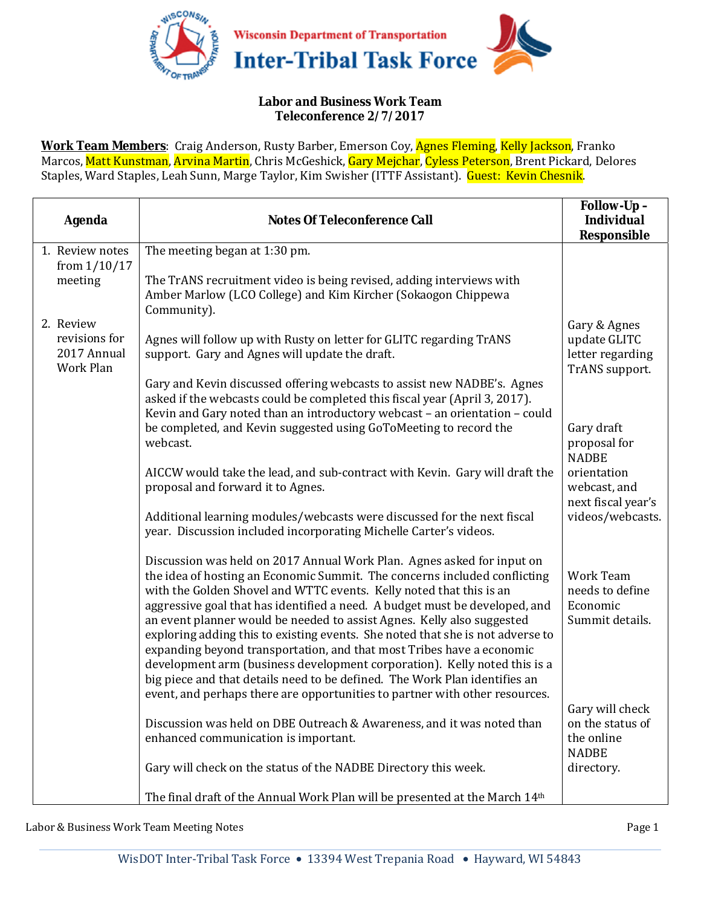Wisconsin Department of Transportation

# Inter-Tribal Task Force

## Labor and Business Work Team
## Teleconference 2/7/2017

**Work Team Members**: Craig Anderson, Rusty Barber, Emerson Coy, Agnes Fleming, Kelly Jackson, Franko Marcos, Matt Kunstman, Arvina Martin, Chris McGeshick, Gary Mejchar, Cyless Peterson, Brent Pickard, Delores Staples, Ward Staples, Leah Sunn, Marge Taylor, Kim Swisher (ITTF Assistant). Guest: Kevin Chesnik.

| Agenda | Notes Of Teleconference Call | Follow-Up - Individual Responsible |
|---|---|---|
| 1. Review notes from 1/10/17 meeting<br><br>2. Review revisions for 2017 Annual Work Plan | The meeting began at 1:30 pm.<br><br>The TrANS recruitment video is being revised, adding interviews with Amber Marlow (LCO College) and Kim Kircher (Sokaogon Chippewa Community).<br><br>Agnes will follow up with Rusty on letter for GLITC regarding TrANS support. Gary and Agnes will update the draft.<br><br>Gary and Kevin discussed offering webcasts to assist new NADBE's. Agnes asked if the webcasts could be completed this fiscal year (April 3, 2017). Kevin and Gary noted than an introductory webcast – an orientation – could be completed, and Kevin suggested using GoToMeeting to record the webcast.<br><br>AICCW would take the lead, and sub-contract with Kevin. Gary will draft the proposal and forward it to Agnes.<br><br>Additional learning modules/webcasts were discussed for the next fiscal year. Discussion included incorporating Michelle Carter's videos.<br><br>Discussion was held on 2017 Annual Work Plan. Agnes asked for input on the idea of hosting an Economic Summit. The concerns included conflicting with the Golden Shovel and WTTC events. Kelly noted that this is an aggressive goal that has identified a need. A budget must be developed, and an event planner would be needed to assist Agnes. Kelly also suggested exploring adding this to existing events. She noted that she is not adverse to expanding beyond transportation, and that most Tribes have a economic development arm (business development corporation). Kelly noted this is a big piece and that details need to be defined. The Work Plan identifies an event, and perhaps there are opportunities to partner with other resources.<br><br>Discussion was held on DBE Outreach & Awareness, and it was noted than enhanced communication is important.<br><br>Gary will check on the status of the NADBE Directory this week.<br><br>The final draft of the Annual Work Plan will be presented at the March 14th | Gary & Agnes update GLITC letter regarding TrANS support.<br><br>Gary draft proposal for NADBE orientation webcast, and next fiscal year's videos/webcasts.<br><br>Work Team needs to define Economic Summit details.<br><br>Gary will check on the status of the online NADBE directory. |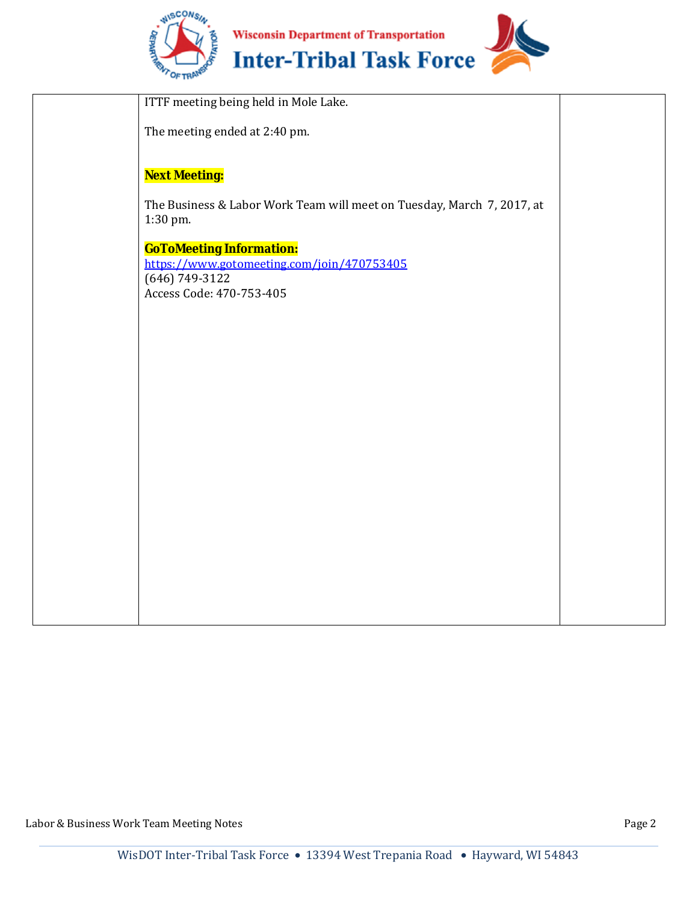| | | |
|---|---|---|
| | ITTF meeting being held in Mole Lake.<br><br>The meeting ended at 2:40 pm.<br><br>**Next Meeting:**<br><br>The Business & Labor Work Team will meet on Tuesday, March 7, 2017, at 1:30 pm.<br><br>**GoToMeeting Information:**<br>https://www.gotomeeting.com/join/470753405<br>(646) 749-3122<br>Access Code: 470-753-405 | |